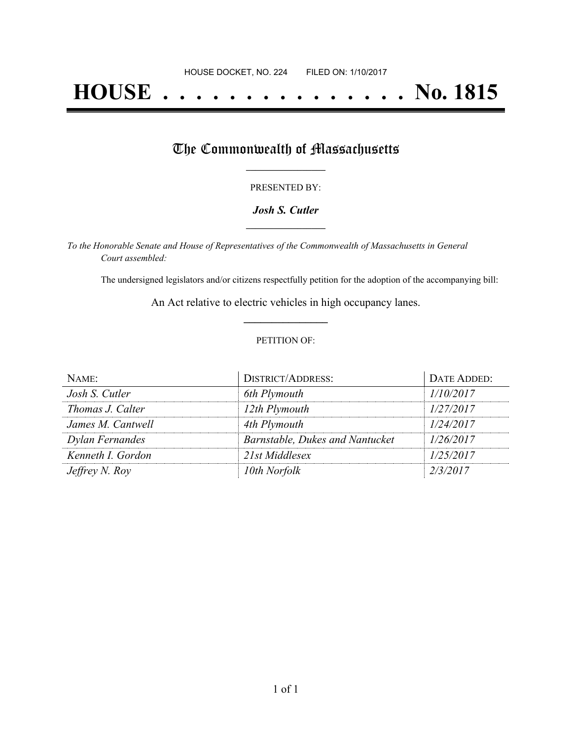HOUSE DOCKET, NO. 224        FILED ON: 1/10/2017

# HOUSE . . . . . . . . . . . . . . . No. 1815

## The Commonwealth of Massachusetts

PRESENTED BY:

***Josh S. Cutler***

*To the Honorable Senate and House of Representatives of the Commonwealth of Massachusetts in General Court assembled:*

The undersigned legislators and/or citizens respectfully petition for the adoption of the accompanying bill:

An Act relative to electric vehicles in high occupancy lanes.

PETITION OF:

| NAME: | DISTRICT/ADDRESS: | DATE ADDED: |
|---|---|---|
| *Josh S. Cutler* | *6th Plymouth* | *1/10/2017* |
| *Thomas J. Calter* | *12th Plymouth* | *1/27/2017* |
| *James M. Cantwell* | *4th Plymouth* | *1/24/2017* |
| *Dylan Fernandes* | *Barnstable, Dukes and Nantucket* | *1/26/2017* |
| *Kenneth I. Gordon* | *21st Middlesex* | *1/25/2017* |
| *Jeffrey N. Roy* | *10th Norfolk* | *2/3/2017* |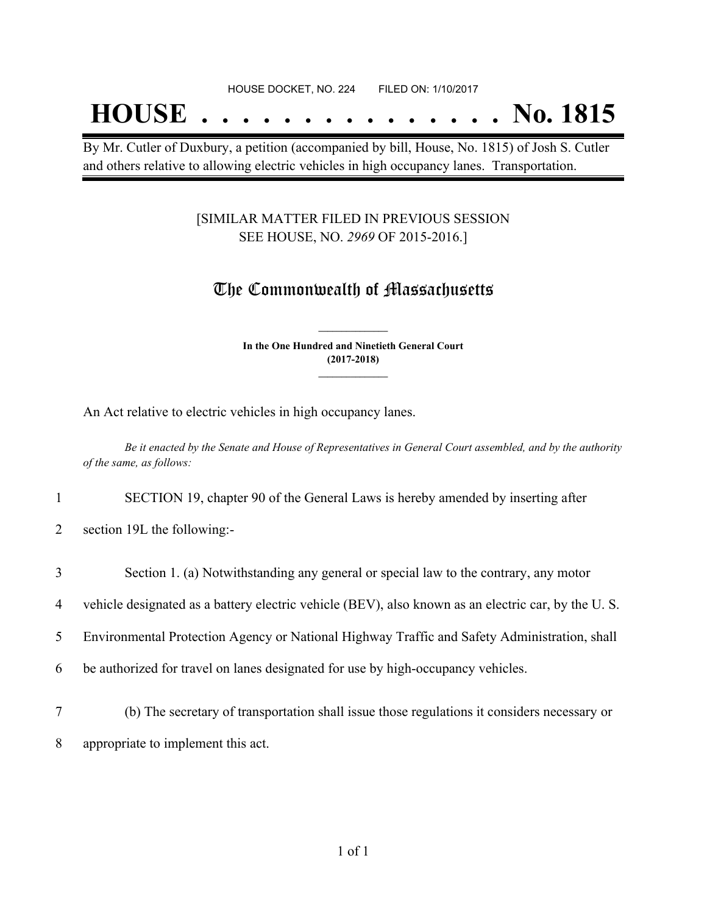HOUSE DOCKET, NO. 224        FILED ON: 1/10/2017

# HOUSE . . . . . . . . . . . . . . . No. 1815

By Mr. Cutler of Duxbury, a petition (accompanied by bill, House, No. 1815) of Josh S. Cutler and others relative to allowing electric vehicles in high occupancy lanes. Transportation.

[SIMILAR MATTER FILED IN PREVIOUS SESSION
SEE HOUSE, NO. *2969* OF 2015-2016.]

## The Commonwealth of Massachusetts

**In the One Hundred and Ninetieth General Court**
**(2017-2018)**

An Act relative to electric vehicles in high occupancy lanes.

*Be it enacted by the Senate and House of Representatives in General Court assembled, and by the authority of the same, as follows:*

1 SECTION 19, chapter 90 of the General Laws is hereby amended by inserting after
2 section 19L the following:-

3 Section 1. (a) Notwithstanding any general or special law to the contrary, any motor
4 vehicle designated as a battery electric vehicle (BEV), also known as an electric car, by the U. S.
5 Environmental Protection Agency or National Highway Traffic and Safety Administration, shall
6 be authorized for travel on lanes designated for use by high-occupancy vehicles.

7 (b) The secretary of transportation shall issue those regulations it considers necessary or
8 appropriate to implement this act.